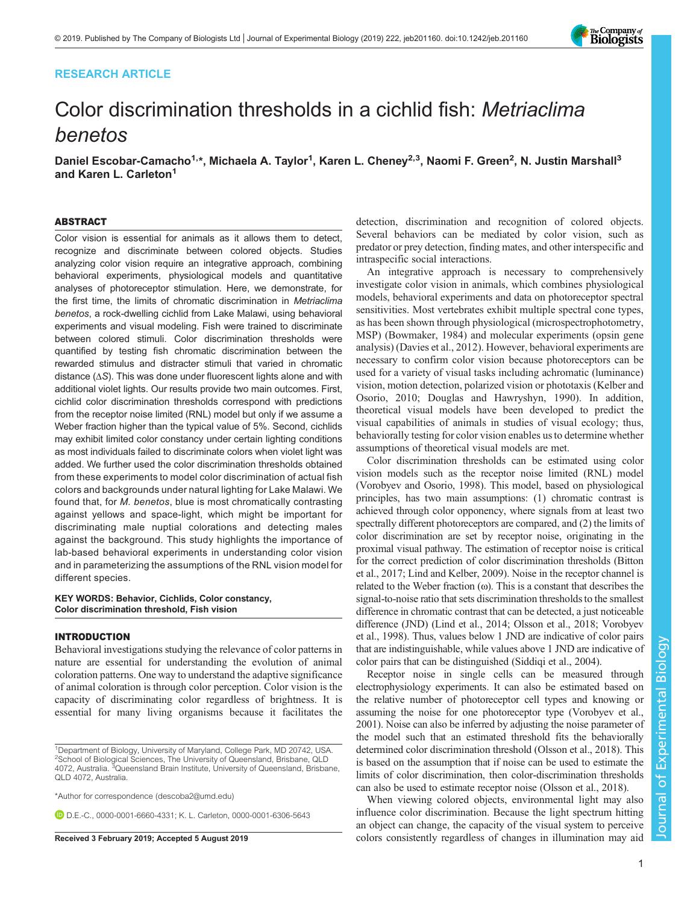RESEARCH ARTICLE

# Color discrimination thresholds in a cichlid fish: *Metriaclima benetos*

**Daniel Escobar-Camacho[1,*], Michaela A. Taylor[1], Karen L. Cheney[2,3], Naomi F. Green[2], N. Justin Marshall[3] and Karen L. Carleton[1]**

## ABSTRACT

Color vision is essential for animals as it allows them to detect, recognize and discriminate between colored objects. Studies analyzing color vision require an integrative approach, combining behavioral experiments, physiological models and quantitative analyses of photoreceptor stimulation. Here, we demonstrate, for the first time, the limits of chromatic discrimination in *Metriaclima benetos*, a rock-dwelling cichlid from Lake Malawi, using behavioral experiments and visual modeling. Fish were trained to discriminate between colored stimuli. Color discrimination thresholds were quantified by testing fish chromatic discrimination between the rewarded stimulus and distracter stimuli that varied in chromatic distance (Δ*S*). This was done under fluorescent lights alone and with additional violet lights. Our results provide two main outcomes. First, cichlid color discrimination thresholds correspond with predictions from the receptor noise limited (RNL) model but only if we assume a Weber fraction higher than the typical value of 5%. Second, cichlids may exhibit limited color constancy under certain lighting conditions as most individuals failed to discriminate colors when violet light was added. We further used the color discrimination thresholds obtained from these experiments to model color discrimination of actual fish colors and backgrounds under natural lighting for Lake Malawi. We found that, for *M. benetos*, blue is most chromatically contrasting against yellows and space-light, which might be important for discriminating male nuptial colorations and detecting males against the background. This study highlights the importance of lab-based behavioral experiments in understanding color vision and in parameterizing the assumptions of the RNL vision model for different species.

**KEY WORDS: Behavior, Cichlids, Color constancy, Color discrimination threshold, Fish vision**

## INTRODUCTION

Behavioral investigations studying the relevance of color patterns in nature are essential for understanding the evolution of animal coloration patterns. One way to understand the adaptive significance of animal coloration is through color perception. Color vision is the capacity of discriminating color regardless of brightness. It is essential for many living organisms because it facilitates the detection, discrimination and recognition of colored objects. Several behaviors can be mediated by color vision, such as predator or prey detection, finding mates, and other interspecific and intraspecific social interactions.

An integrative approach is necessary to comprehensively investigate color vision in animals, which combines physiological models, behavioral experiments and data on photoreceptor spectral sensitivities. Most vertebrates exhibit multiple spectral cone types, as has been shown through physiological (microspectrophotometry, MSP) (Bowmaker, 1984) and molecular experiments (opsin gene analysis) (Davies et al., 2012). However, behavioral experiments are necessary to confirm color vision because photoreceptors can be used for a variety of visual tasks including achromatic (luminance) vision, motion detection, polarized vision or phototaxis (Kelber and Osorio, 2010; Douglas and Hawryshyn, 1990). In addition, theoretical visual models have been developed to predict the visual capabilities of animals in studies of visual ecology; thus, behaviorally testing for color vision enables us to determine whether assumptions of theoretical visual models are met.

Color discrimination thresholds can be estimated using color vision models such as the receptor noise limited (RNL) model (Vorobyev and Osorio, 1998). This model, based on physiological principles, has two main assumptions: (1) chromatic contrast is achieved through color opponency, where signals from at least two spectrally different photoreceptors are compared, and (2) the limits of color discrimination are set by receptor noise, originating in the proximal visual pathway. The estimation of receptor noise is critical for the correct prediction of color discrimination thresholds (Bitton et al., 2017; Lind and Kelber, 2009). Noise in the receptor channel is related to the Weber fraction (ω). This is a constant that describes the signal-to-noise ratio that sets discrimination thresholds to the smallest difference in chromatic contrast that can be detected, a just noticeable difference (JND) (Lind et al., 2014; Olsson et al., 2018; Vorobyev et al., 1998). Thus, values below 1 JND are indicative of color pairs that are indistinguishable, while values above 1 JND are indicative of color pairs that can be distinguished (Siddiqi et al., 2004).

Receptor noise in single cells can be measured through electrophysiology experiments. It can also be estimated based on the relative number of photoreceptor cell types and knowing or assuming the noise for one photoreceptor type (Vorobyev et al., 2001). Noise can also be inferred by adjusting the noise parameter of the model such that an estimated threshold fits the behaviorally determined color discrimination threshold (Olsson et al., 2018). This is based on the assumption that if noise can be used to estimate the limits of color discrimination, then color-discrimination thresholds can also be used to estimate receptor noise (Olsson et al., 2018).

When viewing colored objects, environmental light may also influence color discrimination. Because the light spectrum hitting an object can change, the capacity of the visual system to perceive colors consistently regardless of changes in illumination may aid

[1]Department of Biology, University of Maryland, College Park, MD 20742, USA. [2]School of Biological Sciences, The University of Queensland, Brisbane, QLD 4072, Australia. [3]Queensland Brain Institute, University of Queensland, Brisbane, QLD 4072, Australia.

*Author for correspondence (descoba2@umd.edu)

D.E.-C., 0000-0001-6660-4331; K. L. Carleton, 0000-0001-6306-5643

**Received 3 February 2019; Accepted 5 August 2019**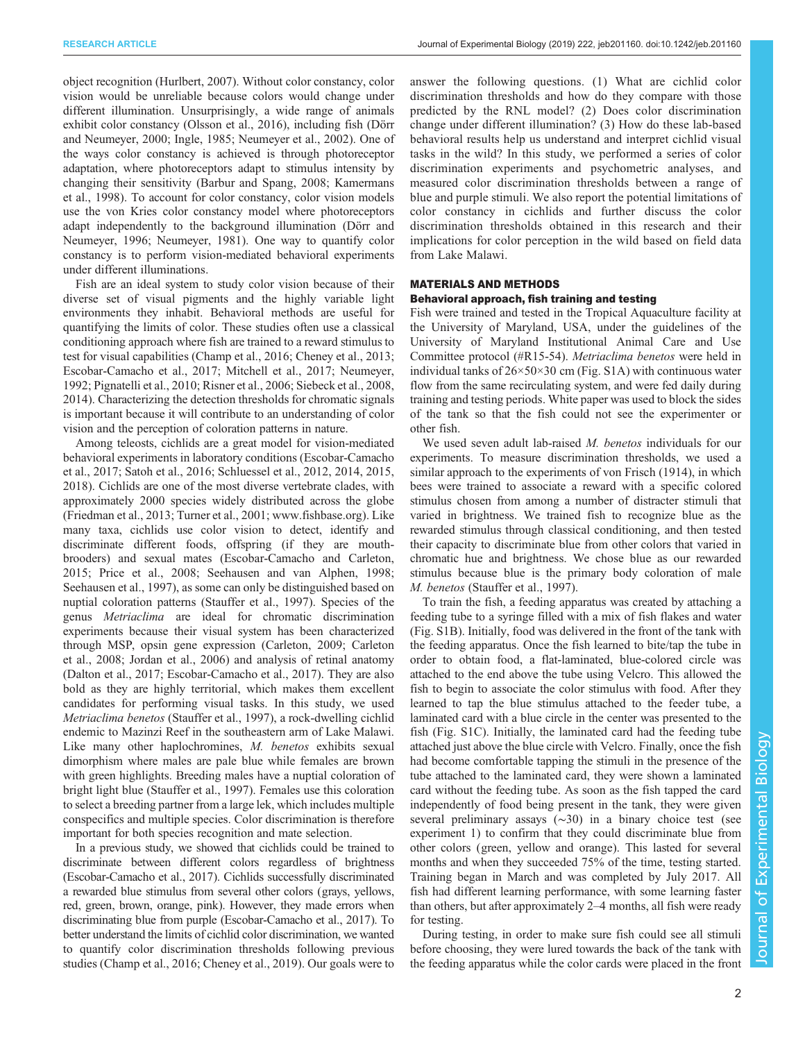object recognition (Hurlbert, 2007). Without color constancy, color vision would be unreliable because colors would change under different illumination. Unsurprisingly, a wide range of animals exhibit color constancy (Olsson et al., 2016), including fish (Dörr and Neumeyer, 2000; Ingle, 1985; Neumeyer et al., 2002). One of the ways color constancy is achieved is through photoreceptor adaptation, where photoreceptors adapt to stimulus intensity by changing their sensitivity (Barbur and Spang, 2008; Kamermans et al., 1998). To account for color constancy, color vision models use the von Kries color constancy model where photoreceptors adapt independently to the background illumination (Dörr and Neumeyer, 1996; Neumeyer, 1981). One way to quantify color constancy is to perform vision-mediated behavioral experiments under different illuminations.

Fish are an ideal system to study color vision because of their diverse set of visual pigments and the highly variable light environments they inhabit. Behavioral methods are useful for quantifying the limits of color. These studies often use a classical conditioning approach where fish are trained to a reward stimulus to test for visual capabilities (Champ et al., 2016; Cheney et al., 2013; Escobar-Camacho et al., 2017; Mitchell et al., 2017; Neumeyer, 1992; Pignatelli et al., 2010; Risner et al., 2006; Siebeck et al., 2008, 2014). Characterizing the detection thresholds for chromatic signals is important because it will contribute to an understanding of color vision and the perception of coloration patterns in nature.

Among teleosts, cichlids are a great model for vision-mediated behavioral experiments in laboratory conditions (Escobar-Camacho et al., 2017; Satoh et al., 2016; Schluessel et al., 2012, 2014, 2015, 2018). Cichlids are one of the most diverse vertebrate clades, with approximately 2000 species widely distributed across the globe (Friedman et al., 2013; Turner et al., 2001; www.fishbase.org). Like many taxa, cichlids use color vision to detect, identify and discriminate different foods, offspring (if they are mouth-brooders) and sexual mates (Escobar-Camacho and Carleton, 2015; Price et al., 2008; Seehausen and van Alphen, 1998; Seehausen et al., 1997), as some can only be distinguished based on nuptial coloration patterns (Stauffer et al., 1997). Species of the genus *Metriaclima* are ideal for chromatic discrimination experiments because their visual system has been characterized through MSP, opsin gene expression (Carleton, 2009; Carleton et al., 2008; Jordan et al., 2006) and analysis of retinal anatomy (Dalton et al., 2017; Escobar-Camacho et al., 2017). They are also bold as they are highly territorial, which makes them excellent candidates for performing visual tasks. In this study, we used *Metriaclima benetos* (Stauffer et al., 1997), a rock-dwelling cichlid endemic to Mazinzi Reef in the southeastern arm of Lake Malawi. Like many other haplochromines, *M. benetos* exhibits sexual dimorphism where males are pale blue while females are brown with green highlights. Breeding males have a nuptial coloration of bright light blue (Stauffer et al., 1997). Females use this coloration to select a breeding partner from a large lek, which includes multiple conspecifics and multiple species. Color discrimination is therefore important for both species recognition and mate selection.

In a previous study, we showed that cichlids could be trained to discriminate between different colors regardless of brightness (Escobar-Camacho et al., 2017). Cichlids successfully discriminated a rewarded blue stimulus from several other colors (grays, yellows, red, green, brown, orange, pink). However, they made errors when discriminating blue from purple (Escobar-Camacho et al., 2017). To better understand the limits of cichlid color discrimination, we wanted to quantify color discrimination thresholds following previous studies (Champ et al., 2016; Cheney et al., 2019). Our goals were to answer the following questions. (1) What are cichlid color discrimination thresholds and how do they compare with those predicted by the RNL model? (2) Does color discrimination change under different illumination? (3) How do these lab-based behavioral results help us understand and interpret cichlid visual tasks in the wild? In this study, we performed a series of color discrimination experiments and psychometric analyses, and measured color discrimination thresholds between a range of blue and purple stimuli. We also report the potential limitations of color constancy in cichlids and further discuss the color discrimination thresholds obtained in this research and their implications for color perception in the wild based on field data from Lake Malawi.

## MATERIALS AND METHODS

### Behavioral approach, fish training and testing

Fish were trained and tested in the Tropical Aquaculture facility at the University of Maryland, USA, under the guidelines of the University of Maryland Institutional Animal Care and Use Committee protocol (#R15-54). *Metriaclima benetos* were held in individual tanks of 26×50×30 cm (Fig. S1A) with continuous water flow from the same recirculating system, and were fed daily during training and testing periods. White paper was used to block the sides of the tank so that the fish could not see the experimenter or other fish.

We used seven adult lab-raised *M. benetos* individuals for our experiments. To measure discrimination thresholds, we used a similar approach to the experiments of von Frisch (1914), in which bees were trained to associate a reward with a specific colored stimulus chosen from among a number of distracter stimuli that varied in brightness. We trained fish to recognize blue as the rewarded stimulus through classical conditioning, and then tested their capacity to discriminate blue from other colors that varied in chromatic hue and brightness. We chose blue as our rewarded stimulus because blue is the primary body coloration of male *M. benetos* (Stauffer et al., 1997).

To train the fish, a feeding apparatus was created by attaching a feeding tube to a syringe filled with a mix of fish flakes and water (Fig. S1B). Initially, food was delivered in the front of the tank with the feeding apparatus. Once the fish learned to bite/tap the tube in order to obtain food, a flat-laminated, blue-colored circle was attached to the end above the tube using Velcro. This allowed the fish to begin to associate the color stimulus with food. After they learned to tap the blue stimulus attached to the feeder tube, a laminated card with a blue circle in the center was presented to the fish (Fig. S1C). Initially, the laminated card had the feeding tube attached just above the blue circle with Velcro. Finally, once the fish had become comfortable tapping the stimuli in the presence of the tube attached to the laminated card, they were shown a laminated card without the feeding tube. As soon as the fish tapped the card independently of food being present in the tank, they were given several preliminary assays (~30) in a binary choice test (see experiment 1) to confirm that they could discriminate blue from other colors (green, yellow and orange). This lasted for several months and when they succeeded 75% of the time, testing started. Training began in March and was completed by July 2017. All fish had different learning performance, with some learning faster than others, but after approximately 2–4 months, all fish were ready for testing.

During testing, in order to make sure fish could see all stimuli before choosing, they were lured towards the back of the tank with the feeding apparatus while the color cards were placed in the front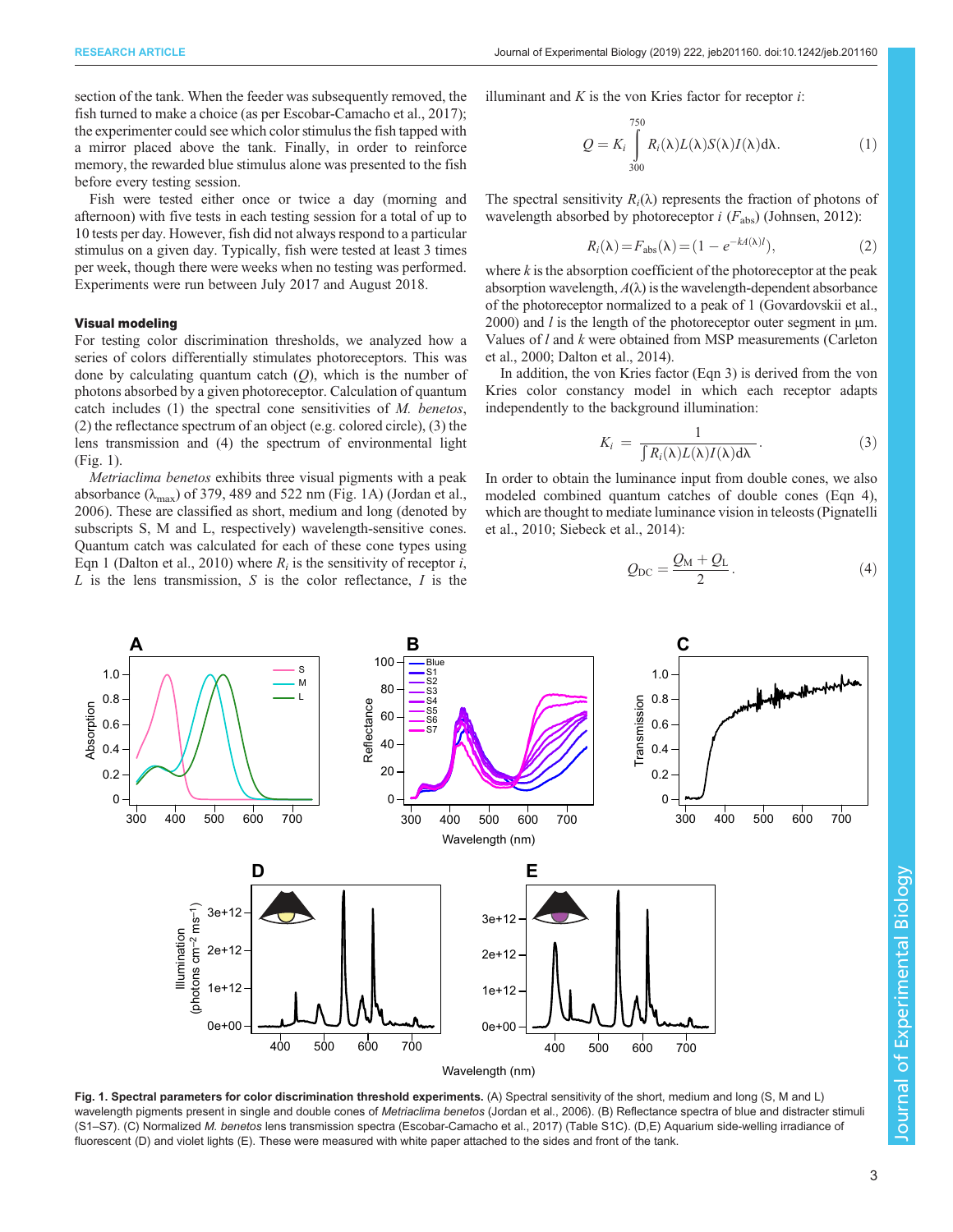section of the tank. When the feeder was subsequently removed, the fish turned to make a choice (as per Escobar-Camacho et al., 2017); the experimenter could see which color stimulus the fish tapped with a mirror placed above the tank. Finally, in order to reinforce memory, the rewarded blue stimulus alone was presented to the fish before every testing session.

Fish were tested either once or twice a day (morning and afternoon) with five tests in each testing session for a total of up to 10 tests per day. However, fish did not always respond to a particular stimulus on a given day. Typically, fish were tested at least 3 times per week, though there were weeks when no testing was performed. Experiments were run between July 2017 and August 2018.

### Visual modeling

For testing color discrimination thresholds, we analyzed how a series of colors differentially stimulates photoreceptors. This was done by calculating quantum catch ($Q$), which is the number of photons absorbed by a given photoreceptor. Calculation of quantum catch includes (1) the spectral cone sensitivities of *M. benetos*, (2) the reflectance spectrum of an object (e.g. colored circle), (3) the lens transmission and (4) the spectrum of environmental light (Fig. 1).

*Metriaclima benetos* exhibits three visual pigments with a peak absorbance ($\lambda_{max}$) of 379, 489 and 522 nm (Fig. 1A) (Jordan et al., 2006). These are classified as short, medium and long (denoted by subscripts S, M and L, respectively) wavelength-sensitive cones. Quantum catch was calculated for each of these cone types using Eqn 1 (Dalton et al., 2010) where $R_i$ is the sensitivity of receptor $i$, $L$ is the lens transmission, $S$ is the color reflectance, $I$ is the illuminant and $K$ is the von Kries factor for receptor $i$:

$$Q = K_i \int_{300}^{750} R_i(\lambda)L(\lambda)S(\lambda)I(\lambda)\mathrm{d}\lambda. \quad (1)$$

The spectral sensitivity $R_i(\lambda)$ represents the fraction of photons of wavelength absorbed by photoreceptor $i$ ($F_{abs}$) (Johnsen, 2012):

$$R_i(\lambda) = F_{abs}(\lambda) = (1 - e^{-kA(\lambda)l}), \quad (2)$$

where $k$ is the absorption coefficient of the photoreceptor at the peak absorption wavelength, $A(\lambda)$ is the wavelength-dependent absorbance of the photoreceptor normalized to a peak of 1 (Govardovskii et al., 2000) and $l$ is the length of the photoreceptor outer segment in µm. Values of $l$ and $k$ were obtained from MSP measurements (Carleton et al., 2000; Dalton et al., 2014).

In addition, the von Kries factor (Eqn 3) is derived from the von Kries color constancy model in which each receptor adapts independently to the background illumination:

$$K_i = \frac{1}{\int R_i(\lambda)L(\lambda)I(\lambda)\mathrm{d}\lambda}. \quad (3)$$

In order to obtain the luminance input from double cones, we also modeled combined quantum catches of double cones (Eqn 4), which are thought to mediate luminance vision in teleosts (Pignatelli et al., 2010; Siebeck et al., 2014):

$$Q_{DC} = \frac{Q_M + Q_L}{2}. \quad (4)$$

A
Absorption
1.0
0.8
0.6
0.4
0.2
0
300 400 500 600 700
S
M
L

B
Reflectance
100
80
60
40
20
0
300 400 500 600 700
Blue
S1
S2
S3
S4
S5
S6
S7
Wavelength (nm)

C
Transmission
1.0
0.8
0.6
0.4
0.2
0
300 400 500 600 700

D
Illumination (photons cm$^{-2}$ ms$^{-1}$)
3e+12
2e+12
1e+12
0e+00
400 500 600 700

E
3e+12
2e+12
1e+12
0e+00
400 500 600 700
Wavelength (nm)

**Fig. 1. Spectral parameters for color discrimination threshold experiments.** (A) Spectral sensitivity of the short, medium and long (S, M and L) wavelength pigments present in single and double cones of *Metriaclima benetos* (Jordan et al., 2006). (B) Reflectance spectra of blue and distracter stimuli (S1–S7). (C) Normalized *M. benetos* lens transmission spectra (Escobar-Camacho et al., 2017) (Table S1C). (D,E) Aquarium side-welling irradiance of fluorescent (D) and violet lights (E). These were measured with white paper attached to the sides and front of the tank.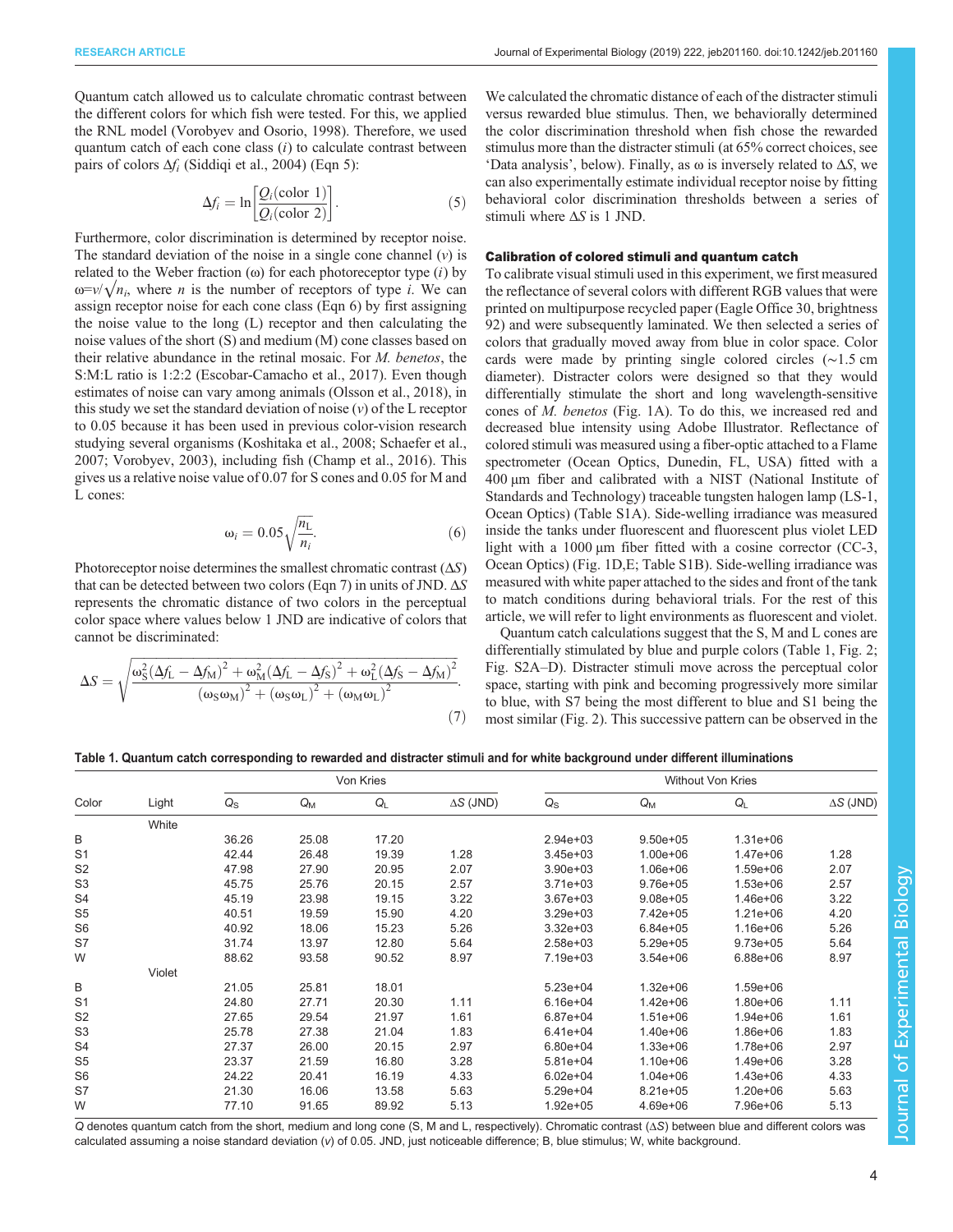Quantum catch allowed us to calculate chromatic contrast between the different colors for which fish were tested. For this, we applied the RNL model (Vorobyev and Osorio, 1998). Therefore, we used quantum catch of each cone class ($i$) to calculate contrast between pairs of colors $\Delta f_i$ (Siddiqi et al., 2004) (Eqn 5):

$$\Delta f_i = \ln\left[\frac{Q_i(\text{color 1})}{Q_i(\text{color 2})}\right]. \tag{5}$$

Furthermore, color discrimination is determined by receptor noise. The standard deviation of the noise in a single cone channel ($v$) is related to the Weber fraction ($\omega$) for each photoreceptor type ($i$) by $\omega = v/\sqrt{n_i}$, where $n$ is the number of receptors of type $i$. We can assign receptor noise for each cone class (Eqn 6) by first assigning the noise value to the long (L) receptor and then calculating the noise values of the short (S) and medium (M) cone classes based on their relative abundance in the retinal mosaic. For *M. benetos*, the S:M:L ratio is 1:2:2 (Escobar-Camacho et al., 2017). Even though estimates of noise can vary among animals (Olsson et al., 2018), in this study we set the standard deviation of noise ($v$) of the L receptor to 0.05 because it has been used in previous color-vision research studying several organisms (Koshitaka et al., 2008; Schaefer et al., 2007; Vorobyev, 2003), including fish (Champ et al., 2016). This gives us a relative noise value of 0.07 for S cones and 0.05 for M and L cones:

$$\omega_i = 0.05\sqrt{\frac{n_L}{n_i}}. \tag{6}$$

Photoreceptor noise determines the smallest chromatic contrast ($\Delta S$) that can be detected between two colors (Eqn 7) in units of JND. $\Delta S$ represents the chromatic distance of two colors in the perceptual color space where values below 1 JND are indicative of colors that cannot be discriminated:

$$\Delta S = \sqrt{\frac{\omega_S^2(\Delta f_L - \Delta f_M)^2 + \omega_M^2(\Delta f_L - \Delta f_S)^2 + \omega_L^2(\Delta f_S - \Delta f_M)^2}{(\omega_S\omega_M)^2 + (\omega_S\omega_L)^2 + (\omega_M\omega_L)^2}}. \tag{7}$$

We calculated the chromatic distance of each of the distracter stimuli versus rewarded blue stimulus. Then, we behaviorally determined the color discrimination threshold when fish chose the rewarded stimulus more than the distracter stimuli (at 65% correct choices, see 'Data analysis', below). Finally, as $\omega$ is inversely related to $\Delta S$, we can also experimentally estimate individual receptor noise by fitting behavioral color discrimination thresholds between a series of stimuli where $\Delta S$ is 1 JND.

### Calibration of colored stimuli and quantum catch

To calibrate visual stimuli used in this experiment, we first measured the reflectance of several colors with different RGB values that were printed on multipurpose recycled paper (Eagle Office 30, brightness 92) and were subsequently laminated. We then selected a series of colors that gradually moved away from blue in color space. Color cards were made by printing single colored circles (~1.5 cm diameter). Distracter colors were designed so that they would differentially stimulate the short and long wavelength-sensitive cones of *M. benetos* (Fig. 1A). To do this, we increased red and decreased blue intensity using Adobe Illustrator. Reflectance of colored stimuli was measured using a fiber-optic attached to a Flame spectrometer (Ocean Optics, Dunedin, FL, USA) fitted with a 400 µm fiber and calibrated with a NIST (National Institute of Standards and Technology) traceable tungsten halogen lamp (LS-1, Ocean Optics) (Table S1A). Side-welling irradiance was measured inside the tanks under fluorescent and fluorescent plus violet LED light with a 1000 µm fiber fitted with a cosine corrector (CC-3, Ocean Optics) (Fig. 1D,E; Table S1B). Side-welling irradiance was measured with white paper attached to the sides and front of the tank to match conditions during behavioral trials. For the rest of this article, we will refer to light environments as fluorescent and violet.

Quantum catch calculations suggest that the S, M and L cones are differentially stimulated by blue and purple colors (Table 1, Fig. 2; Fig. S2A–D). Distracter stimuli move across the perceptual color space, starting with pink and becoming progressively more similar to blue, with S7 being the most different to blue and S1 being the most similar (Fig. 2). This successive pattern can be observed in the

**Table 1. Quantum catch corresponding to rewarded and distracter stimuli and for white background under different illuminations**

| | | Von Kries | | | | Without Von Kries | | | |
|---|---|---|---|---|---|---|---|---|---|
| Color | Light | $Q_S$ | $Q_M$ | $Q_L$ | $\Delta S$ (JND) | $Q_S$ | $Q_M$ | $Q_L$ | $\Delta S$ (JND) |
| | White | | | | | | | | |
| B | | 36.26 | 25.08 | 17.20 | | 2.94e+03 | 9.50e+05 | 1.31e+06 | |
| S1 | | 42.44 | 26.48 | 19.39 | 1.28 | 3.45e+03 | 1.00e+06 | 1.47e+06 | 1.28 |
| S2 | | 47.98 | 27.90 | 20.95 | 2.07 | 3.90e+03 | 1.06e+06 | 1.59e+06 | 2.07 |
| S3 | | 45.75 | 25.76 | 20.15 | 2.57 | 3.71e+03 | 9.76e+05 | 1.53e+06 | 2.57 |
| S4 | | 45.19 | 23.98 | 19.15 | 3.22 | 3.67e+03 | 9.08e+05 | 1.46e+06 | 3.22 |
| S5 | | 40.51 | 19.59 | 15.90 | 4.20 | 3.29e+03 | 7.42e+05 | 1.21e+06 | 4.20 |
| S6 | | 40.92 | 18.06 | 15.23 | 5.26 | 3.32e+03 | 6.84e+05 | 1.16e+06 | 5.26 |
| S7 | | 31.74 | 13.97 | 12.80 | 5.64 | 2.58e+03 | 5.29e+05 | 9.73e+05 | 5.64 |
| W | | 88.62 | 93.58 | 90.52 | 8.97 | 7.19e+03 | 3.54e+06 | 6.88e+06 | 8.97 |
| | Violet | | | | | | | | |
| B | | 21.05 | 25.81 | 18.01 | | 5.23e+04 | 1.32e+06 | 1.59e+06 | |
| S1 | | 24.80 | 27.71 | 20.30 | 1.11 | 6.16e+04 | 1.42e+06 | 1.80e+06 | 1.11 |
| S2 | | 27.65 | 29.54 | 21.97 | 1.61 | 6.87e+04 | 1.51e+06 | 1.94e+06 | 1.61 |
| S3 | | 25.78 | 27.38 | 21.04 | 1.83 | 6.41e+04 | 1.40e+06 | 1.86e+06 | 1.83 |
| S4 | | 27.37 | 26.00 | 20.15 | 2.97 | 6.80e+04 | 1.33e+06 | 1.78e+06 | 2.97 |
| S5 | | 23.37 | 21.59 | 16.80 | 3.28 | 5.81e+04 | 1.10e+06 | 1.49e+06 | 3.28 |
| S6 | | 24.22 | 20.41 | 16.19 | 4.33 | 6.02e+04 | 1.04e+06 | 1.43e+06 | 4.33 |
| S7 | | 21.30 | 16.06 | 13.58 | 5.63 | 5.29e+04 | 8.21e+05 | 1.20e+06 | 5.63 |
| W | | 77.10 | 91.65 | 89.92 | 5.13 | 1.92e+05 | 4.69e+06 | 7.96e+06 | 5.13 |

*Q* denotes quantum catch from the short, medium and long cone (S, M and L, respectively). Chromatic contrast ($\Delta S$) between blue and different colors was calculated assuming a noise standard deviation ($v$) of 0.05. JND, just noticeable difference; B, blue stimulus; W, white background.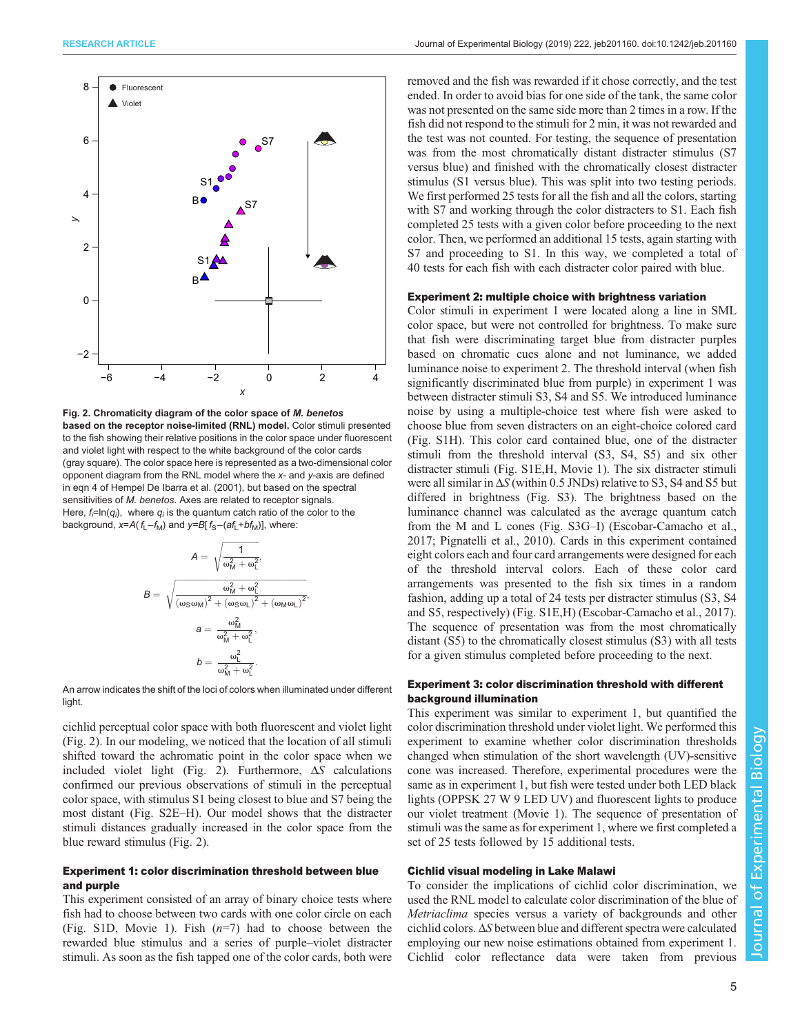8
6
4
2
0
−2
−6
−4
−2
0
2
4
y
x
Fluorescent
Violet
S7
S1
B
S7
S1
B

**Fig. 2. Chromaticity diagram of the color space of *M. benetos* based on the receptor noise-limited (RNL) model.** Color stimuli presented to the fish showing their relative positions in the color space under fluorescent and violet light with respect to the white background of the color cards (gray square). The color space here is represented as a two-dimensional color opponent diagram from the RNL model where the *x*- and *y*-axis are defined in eqn 4 of Hempel De Ibarra et al. (2001), but based on the spectral sensitivities of *M. benetos*. Axes are related to receptor signals. Here, $f_i$=ln($q_i$), where $q_i$ is the quantum catch ratio of the color to the background, $x$=$A$($f_L$−$f_M$) and $y$=$B$[$f_S$−($af_L$+$bf_M$)], where:

$$A = \sqrt{\frac{1}{\omega_M^2 + \omega_L^2}},$$

$$B = \sqrt{\frac{\omega_M^2 + \omega_L^2}{(\omega_S\omega_M)^2 + (\omega_S\omega_L)^2 + (\omega_M\omega_L)^2}},$$

$$a = \frac{\omega_M^2}{\omega_M^2 + \omega_L^2},$$

$$b = \frac{\omega_L^2}{\omega_M^2 + \omega_L^2}.$$

An arrow indicates the shift of the loci of colors when illuminated under different light.

cichlid perceptual color space with both fluorescent and violet light (Fig. 2). In our modeling, we noticed that the location of all stimuli shifted toward the achromatic point in the color space when we included violet light (Fig. 2). Furthermore, Δ*S* calculations confirmed our previous observations of stimuli in the perceptual color space, with stimulus S1 being closest to blue and S7 being the most distant (Fig. S2E–H). Our model shows that the distracter stimuli distances gradually increased in the color space from the blue reward stimulus (Fig. 2).

### Experiment 1: color discrimination threshold between blue and purple

This experiment consisted of an array of binary choice tests where fish had to choose between two cards with one color circle on each (Fig. S1D, Movie 1). Fish (*n*=7) had to choose between the rewarded blue stimulus and a series of purple–violet distracter stimuli. As soon as the fish tapped one of the color cards, both were removed and the fish was rewarded if it chose correctly, and the test ended. In order to avoid bias for one side of the tank, the same color was not presented on the same side more than 2 times in a row. If the fish did not respond to the stimuli for 2 min, it was not rewarded and the test was not counted. For testing, the sequence of presentation was from the most chromatically distant distracter stimulus (S7 versus blue) and finished with the chromatically closest distracter stimulus (S1 versus blue). This was split into two testing periods. We first performed 25 tests for all the fish and all the colors, starting with S7 and working through the color distracters to S1. Each fish completed 25 tests with a given color before proceeding to the next color. Then, we performed an additional 15 tests, again starting with S7 and proceeding to S1. In this way, we completed a total of 40 tests for each fish with each distracter color paired with blue.

### Experiment 2: multiple choice with brightness variation

Color stimuli in experiment 1 were located along a line in SML color space, but were not controlled for brightness. To make sure that fish were discriminating target blue from distracter purples based on chromatic cues alone and not luminance, we added luminance noise to experiment 2. The threshold interval (when fish significantly discriminated blue from purple) in experiment 1 was between distracter stimuli S3, S4 and S5. We introduced luminance noise by using a multiple-choice test where fish were asked to choose blue from seven distracters on an eight-choice colored card (Fig. S1H). This color card contained blue, one of the distracter stimuli from the threshold interval (S3, S4, S5) and six other distracter stimuli (Fig. S1E,H, Movie 1). The six distracter stimuli were all similar in Δ*S* (within 0.5 JNDs) relative to S3, S4 and S5 but differed in brightness (Fig. S3). The brightness based on the luminance channel was calculated as the average quantum catch from the M and L cones (Fig. S3G–I) (Escobar-Camacho et al., 2017; Pignatelli et al., 2010). Cards in this experiment contained eight colors each and four card arrangements were designed for each of the threshold interval colors. Each of these color card arrangements was presented to the fish six times in a random fashion, adding up a total of 24 tests per distracter stimulus (S3, S4 and S5, respectively) (Fig. S1E,H) (Escobar-Camacho et al., 2017). The sequence of presentation was from the most chromatically distant (S5) to the chromatically closest stimulus (S3) with all tests for a given stimulus completed before proceeding to the next.

### Experiment 3: color discrimination threshold with different background illumination

This experiment was similar to experiment 1, but quantified the color discrimination threshold under violet light. We performed this experiment to examine whether color discrimination thresholds changed when stimulation of the short wavelength (UV)-sensitive cone was increased. Therefore, experimental procedures were the same as in experiment 1, but fish were tested under both LED black lights (OPPSK 27 W 9 LED UV) and fluorescent lights to produce our violet treatment (Movie 1). The sequence of presentation of stimuli was the same as for experiment 1, where we first completed a set of 25 tests followed by 15 additional tests.

### Cichlid visual modeling in Lake Malawi

To consider the implications of cichlid color discrimination, we used the RNL model to calculate color discrimination of the blue of *Metriaclima* species versus a variety of backgrounds and other cichlid colors. Δ*S* between blue and different spectra were calculated employing our new noise estimations obtained from experiment 1. Cichlid color reflectance data were taken from previous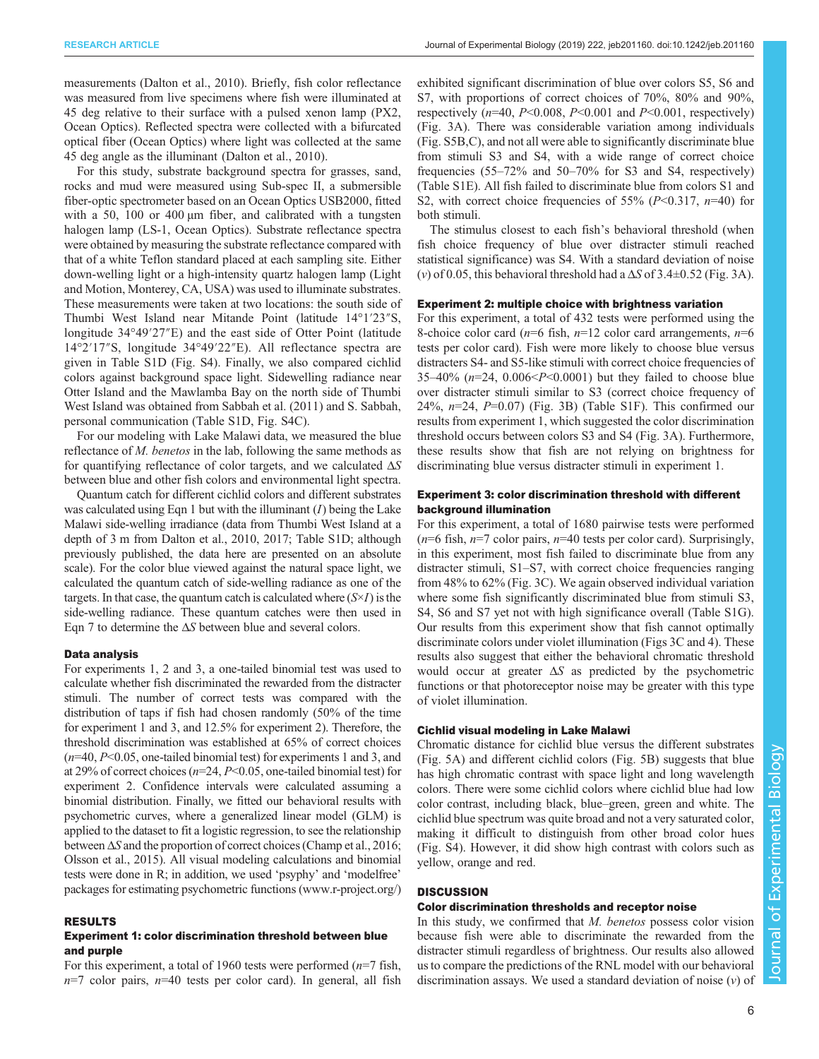measurements (Dalton et al., 2010). Briefly, fish color reflectance was measured from live specimens where fish were illuminated at 45 deg relative to their surface with a pulsed xenon lamp (PX2, Ocean Optics). Reflected spectra were collected with a bifurcated optical fiber (Ocean Optics) where light was collected at the same 45 deg angle as the illuminant (Dalton et al., 2010).

For this study, substrate background spectra for grasses, sand, rocks and mud were measured using Sub-spec II, a submersible fiber-optic spectrometer based on an Ocean Optics USB2000, fitted with a 50, 100 or 400 µm fiber, and calibrated with a tungsten halogen lamp (LS-1, Ocean Optics). Substrate reflectance spectra were obtained by measuring the substrate reflectance compared with that of a white Teflon standard placed at each sampling site. Either down-welling light or a high-intensity quartz halogen lamp (Light and Motion, Monterey, CA, USA) was used to illuminate substrates. These measurements were taken at two locations: the south side of Thumbi West Island near Mitande Point (latitude 14°1′23″S, longitude 34°49′27″E) and the east side of Otter Point (latitude 14°2′17″S, longitude 34°49′22″E). All reflectance spectra are given in Table S1D (Fig. S4). Finally, we also compared cichlid colors against background space light. Sidewelling radiance near Otter Island and the Mawlamba Bay on the north side of Thumbi West Island was obtained from Sabbah et al. (2011) and S. Sabbah, personal communication (Table S1D, Fig. S4C).

For our modeling with Lake Malawi data, we measured the blue reflectance of *M. benetos* in the lab, following the same methods as for quantifying reflectance of color targets, and we calculated $\Delta S$ between blue and other fish colors and environmental light spectra.

Quantum catch for different cichlid colors and different substrates was calculated using Eqn 1 but with the illuminant ($I$) being the Lake Malawi side-welling irradiance (data from Thumbi West Island at a depth of 3 m from Dalton et al., 2010, 2017; Table S1D; although previously published, the data here are presented on an absolute scale). For the color blue viewed against the natural space light, we calculated the quantum catch of side-welling radiance as one of the targets. In that case, the quantum catch is calculated where ($S{\times}I$) is the side-welling radiance. These quantum catches were then used in Eqn 7 to determine the $\Delta S$ between blue and several colors.

#### Data analysis

For experiments 1, 2 and 3, a one-tailed binomial test was used to calculate whether fish discriminated the rewarded from the distracter stimuli. The number of correct tests was compared with the distribution of taps if fish had chosen randomly (50% of the time for experiment 1 and 3, and 12.5% for experiment 2). Therefore, the threshold discrimination was established at 65% of correct choices ($n$=40, $P$<0.05, one-tailed binomial test) for experiments 1 and 3, and at 29% of correct choices ($n$=24, $P$<0.05, one-tailed binomial test) for experiment 2. Confidence intervals were calculated assuming a binomial distribution. Finally, we fitted our behavioral results with psychometric curves, where a generalized linear model (GLM) is applied to the dataset to fit a logistic regression, to see the relationship between $\Delta S$ and the proportion of correct choices (Champ et al., 2016; Olsson et al., 2015). All visual modeling calculations and binomial tests were done in R; in addition, we used 'psyphy' and 'modelfree' packages for estimating psychometric functions (www.r-project.org/)

## RESULTS

### Experiment 1: color discrimination threshold between blue and purple

For this experiment, a total of 1960 tests were performed ($n$=7 fish, $n$=7 color pairs, $n$=40 tests per color card). In general, all fish exhibited significant discrimination of blue over colors S5, S6 and S7, with proportions of correct choices of 70%, 80% and 90%, respectively ($n$=40, $P$<0.008, $P$<0.001 and $P$<0.001, respectively) (Fig. 3A). There was considerable variation among individuals (Fig. S5B,C), and not all were able to significantly discriminate blue from stimuli S3 and S4, with a wide range of correct choice frequencies (55–72% and 50–70% for S3 and S4, respectively) (Table S1E). All fish failed to discriminate blue from colors S1 and S2, with correct choice frequencies of 55% ($P$<0.317, $n$=40) for both stimuli.

The stimulus closest to each fish's behavioral threshold (when fish choice frequency of blue over distracter stimuli reached statistical significance) was S4. With a standard deviation of noise ($v$) of 0.05, this behavioral threshold had a $\Delta S$ of 3.4±0.52 (Fig. 3A).

### Experiment 2: multiple choice with brightness variation

For this experiment, a total of 432 tests were performed using the 8-choice color card ($n$=6 fish, $n$=12 color card arrangements, $n$=6 tests per color card). Fish were more likely to choose blue versus distracters S4- and S5-like stimuli with correct choice frequencies of 35–40% ($n$=24, 0.006<$P$<0.0001) but they failed to choose blue over distracter stimuli similar to S3 (correct choice frequency of 24%, $n$=24, $P$=0.07) (Fig. 3B) (Table S1F). This confirmed our results from experiment 1, which suggested the color discrimination threshold occurs between colors S3 and S4 (Fig. 3A). Furthermore, these results show that fish are not relying on brightness for discriminating blue versus distracter stimuli in experiment 1.

### Experiment 3: color discrimination threshold with different background illumination

For this experiment, a total of 1680 pairwise tests were performed ($n$=6 fish, $n$=7 color pairs, $n$=40 tests per color card). Surprisingly, in this experiment, most fish failed to discriminate blue from any distracter stimuli, S1–S7, with correct choice frequencies ranging from 48% to 62% (Fig. 3C). We again observed individual variation where some fish significantly discriminated blue from stimuli S3, S4, S6 and S7 yet not with high significance overall (Table S1G). Our results from this experiment show that fish cannot optimally discriminate colors under violet illumination (Figs 3C and 4). These results also suggest that either the behavioral chromatic threshold would occur at greater $\Delta S$ as predicted by the psychometric functions or that photoreceptor noise may be greater with this type of violet illumination.

### Cichlid visual modeling in Lake Malawi

Chromatic distance for cichlid blue versus the different substrates (Fig. 5A) and different cichlid colors (Fig. 5B) suggests that blue has high chromatic contrast with space light and long wavelength colors. There were some cichlid colors where cichlid blue had low color contrast, including black, blue–green, green and white. The cichlid blue spectrum was quite broad and not a very saturated color, making it difficult to distinguish from other broad color hues (Fig. S4). However, it did show high contrast with colors such as yellow, orange and red.

## DISCUSSION

### Color discrimination thresholds and receptor noise

In this study, we confirmed that *M. benetos* possess color vision because fish were able to discriminate the rewarded from the distracter stimuli regardless of brightness. Our results also allowed us to compare the predictions of the RNL model with our behavioral discrimination assays. We used a standard deviation of noise ($v$) of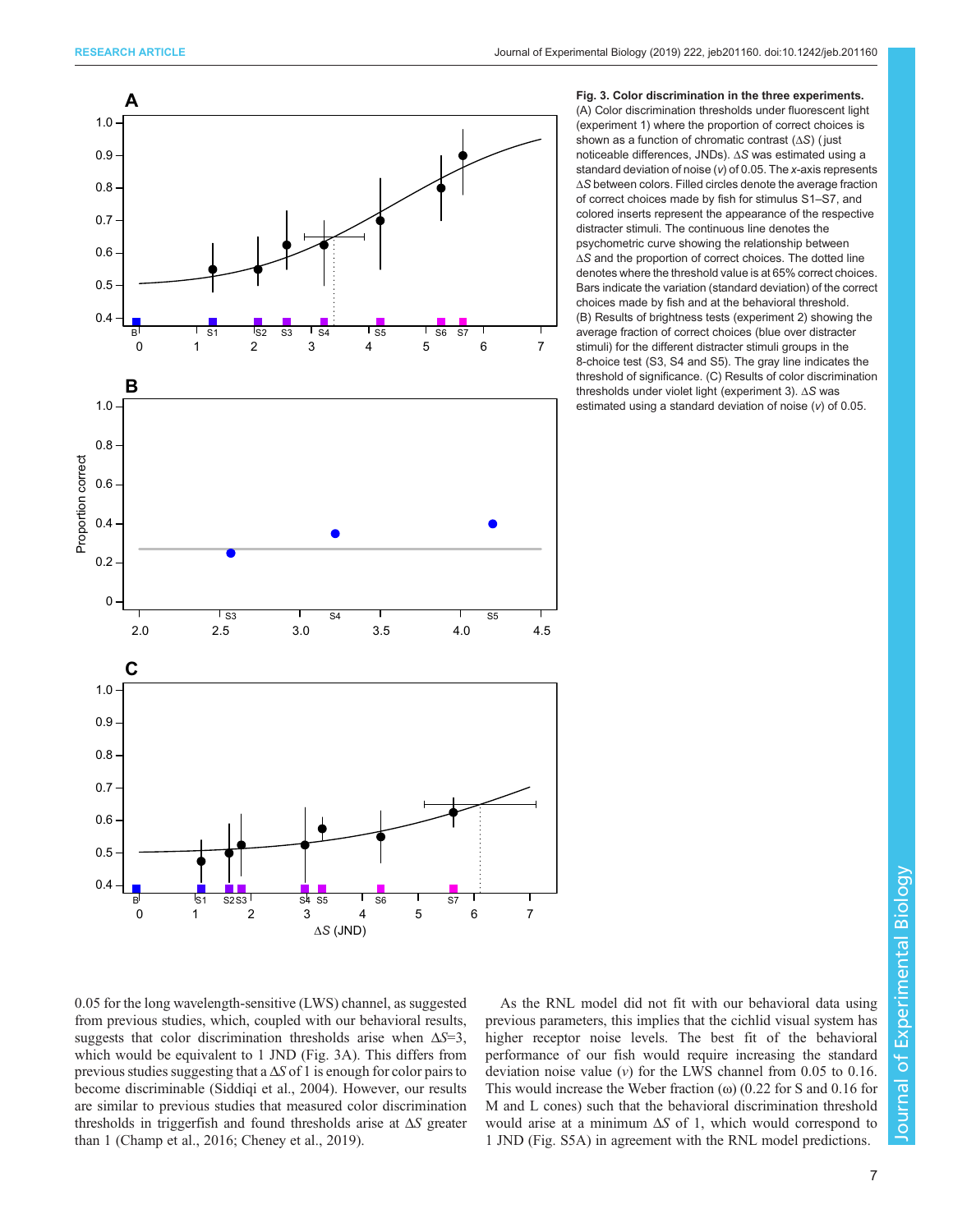A

1.0
0.9
0.8
0.7
0.6
0.5
0.4

B S1 S2 S3 S4 S5 S6 S7

0 1 2 3 4 5 6 7

B

Proportion correct

1.0
0.8
0.6
0.4
0.2
0

S3 S4 S5

2.0 2.5 3.0 3.5 4.0 4.5

C

1.0
0.9
0.8
0.7
0.6
0.5
0.4

B S1 S2 S3 S4 S5 S6 S7

0 1 2 3 4 5 6 7

$\Delta S$ (JND)

**Fig. 3. Color discrimination in the three experiments.** (A) Color discrimination thresholds under fluorescent light (experiment 1) where the proportion of correct choices is shown as a function of chromatic contrast ($\Delta S$) (just noticeable differences, JNDs). $\Delta S$ was estimated using a standard deviation of noise ($v$) of 0.05. The *x*-axis represents $\Delta S$ between colors. Filled circles denote the average fraction of correct choices made by fish for stimulus S1–S7, and colored inserts represent the appearance of the respective distracter stimuli. The continuous line denotes the psychometric curve showing the relationship between $\Delta S$ and the proportion of correct choices. The dotted line denotes where the threshold value is at 65% correct choices. Bars indicate the variation (standard deviation) of the correct choices made by fish and at the behavioral threshold. (B) Results of brightness tests (experiment 2) showing the average fraction of correct choices (blue over distracter stimuli) for the different distracter stimuli groups in the 8-choice test (S3, S4 and S5). The gray line indicates the threshold of significance. (C) Results of color discrimination thresholds under violet light (experiment 3). $\Delta S$ was estimated using a standard deviation of noise ($v$) of 0.05.

0.05 for the long wavelength-sensitive (LWS) channel, as suggested from previous studies, which, coupled with our behavioral results, suggests that color discrimination thresholds arise when $\Delta S$=3, which would be equivalent to 1 JND (Fig. 3A). This differs from previous studies suggesting that a $\Delta S$ of 1 is enough for color pairs to become discriminable (Siddiqi et al., 2004). However, our results are similar to previous studies that measured color discrimination thresholds in triggerfish and found thresholds arise at $\Delta S$ greater than 1 (Champ et al., 2016; Cheney et al., 2019).

As the RNL model did not fit with our behavioral data using previous parameters, this implies that the cichlid visual system has higher receptor noise levels. The best fit of the behavioral performance of our fish would require increasing the standard deviation noise value ($v$) for the LWS channel from 0.05 to 0.16. This would increase the Weber fraction ($\omega$) (0.22 for S and 0.16 for M and L cones) such that the behavioral discrimination threshold would arise at a minimum $\Delta S$ of 1, which would correspond to 1 JND (Fig. S5A) in agreement with the RNL model predictions.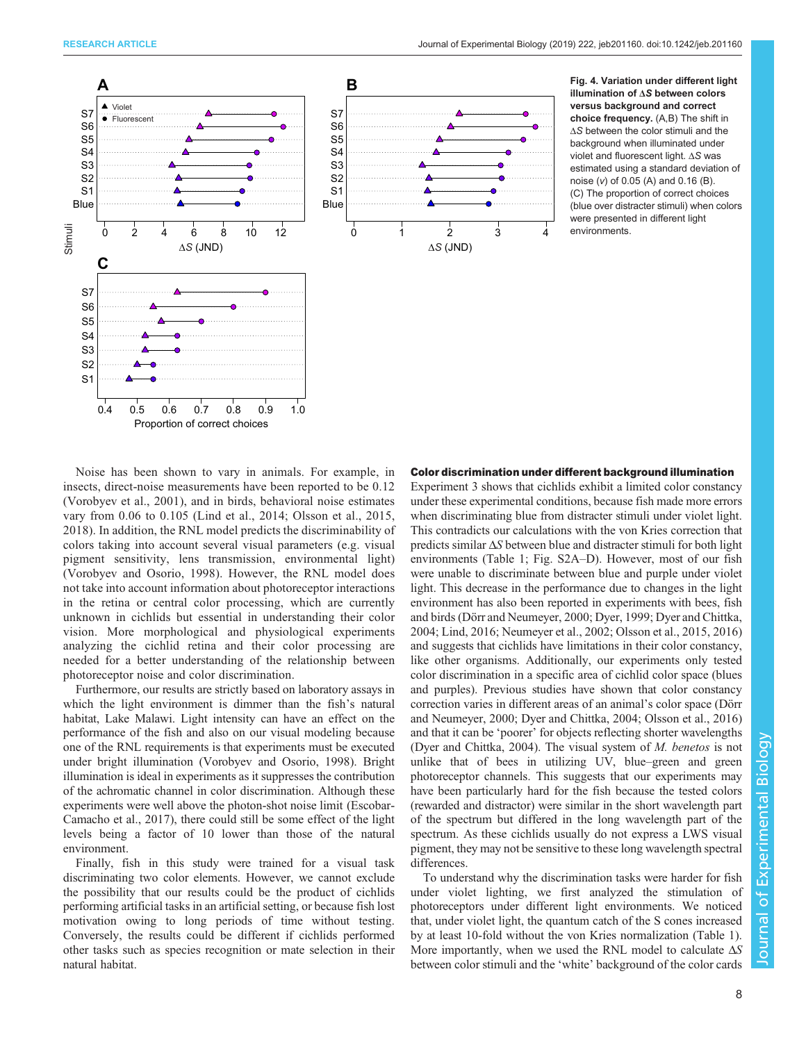A

▲ Violet
● Fluorescent

S7
S6
S5
S4
S3
S2
S1
Blue

0 2 4 6 8 10 12

ΔS (JND)

B

S7
S6
S5
S4
S3
S2
S1
Blue

0 1 2 3 4

ΔS (JND)

Stimuli

C

S7
S6
S5
S4
S3
S2
S1

0.4 0.5 0.6 0.7 0.8 0.9 1.0

Proportion of correct choices

**Fig. 4. Variation under different light illumination of ΔS between colors versus background and correct choice frequency.** (A,B) The shift in ΔS between the color stimuli and the background when illuminated under violet and fluorescent light. ΔS was estimated using a standard deviation of noise ($v$) of 0.05 (A) and 0.16 (B). (C) The proportion of correct choices (blue over distracter stimuli) when colors were presented in different light environments.

Noise has been shown to vary in animals. For example, in insects, direct-noise measurements have been reported to be 0.12 (Vorobyev et al., 2001), and in birds, behavioral noise estimates vary from 0.06 to 0.105 (Lind et al., 2014; Olsson et al., 2015, 2018). In addition, the RNL model predicts the discriminability of colors taking into account several visual parameters (e.g. visual pigment sensitivity, lens transmission, environmental light) (Vorobyev and Osorio, 1998). However, the RNL model does not take into account information about photoreceptor interactions in the retina or central color processing, which are currently unknown in cichlids but essential in understanding their color vision. More morphological and physiological experiments analyzing the cichlid retina and their color processing are needed for a better understanding of the relationship between photoreceptor noise and color discrimination.

Furthermore, our results are strictly based on laboratory assays in which the light environment is dimmer than the fish's natural habitat, Lake Malawi. Light intensity can have an effect on the performance of the fish and also on our visual modeling because one of the RNL requirements is that experiments must be executed under bright illumination (Vorobyev and Osorio, 1998). Bright illumination is ideal in experiments as it suppresses the contribution of the achromatic channel in color discrimination. Although these experiments were well above the photon-shot noise limit (Escobar-Camacho et al., 2017), there could still be some effect of the light levels being a factor of 10 lower than those of the natural environment.

Finally, fish in this study were trained for a visual task discriminating two color elements. However, we cannot exclude the possibility that our results could be the product of cichlids performing artificial tasks in an artificial setting, or because fish lost motivation owing to long periods of time without testing. Conversely, the results could be different if cichlids performed other tasks such as species recognition or mate selection in their natural habitat.

### Color discrimination under different background illumination

Experiment 3 shows that cichlids exhibit a limited color constancy under these experimental conditions, because fish made more errors when discriminating blue from distracter stimuli under violet light. This contradicts our calculations with the von Kries correction that predicts similar ΔS between blue and distracter stimuli for both light environments (Table 1; Fig. S2A–D). However, most of our fish were unable to discriminate between blue and purple under violet light. This decrease in the performance due to changes in the light environment has also been reported in experiments with bees, fish and birds (Dörr and Neumeyer, 2000; Dyer, 1999; Dyer and Chittka, 2004; Lind, 2016; Neumeyer et al., 2002; Olsson et al., 2015, 2016) and suggests that cichlids have limitations in their color constancy, like other organisms. Additionally, our experiments only tested color discrimination in a specific area of cichlid color space (blues and purples). Previous studies have shown that color constancy correction varies in different areas of an animal's color space (Dörr and Neumeyer, 2000; Dyer and Chittka, 2004; Olsson et al., 2016) and that it can be 'poorer' for objects reflecting shorter wavelengths (Dyer and Chittka, 2004). The visual system of *M. benetos* is not unlike that of bees in utilizing UV, blue–green and green photoreceptor channels. This suggests that our experiments may have been particularly hard for the fish because the tested colors (rewarded and distractor) were similar in the short wavelength part of the spectrum but differed in the long wavelength part of the spectrum. As these cichlids usually do not express a LWS visual pigment, they may not be sensitive to these long wavelength spectral differences.

To understand why the discrimination tasks were harder for fish under violet lighting, we first analyzed the stimulation of photoreceptors under different light environments. We noticed that, under violet light, the quantum catch of the S cones increased by at least 10-fold without the von Kries normalization (Table 1). More importantly, when we used the RNL model to calculate ΔS between color stimuli and the 'white' background of the color cards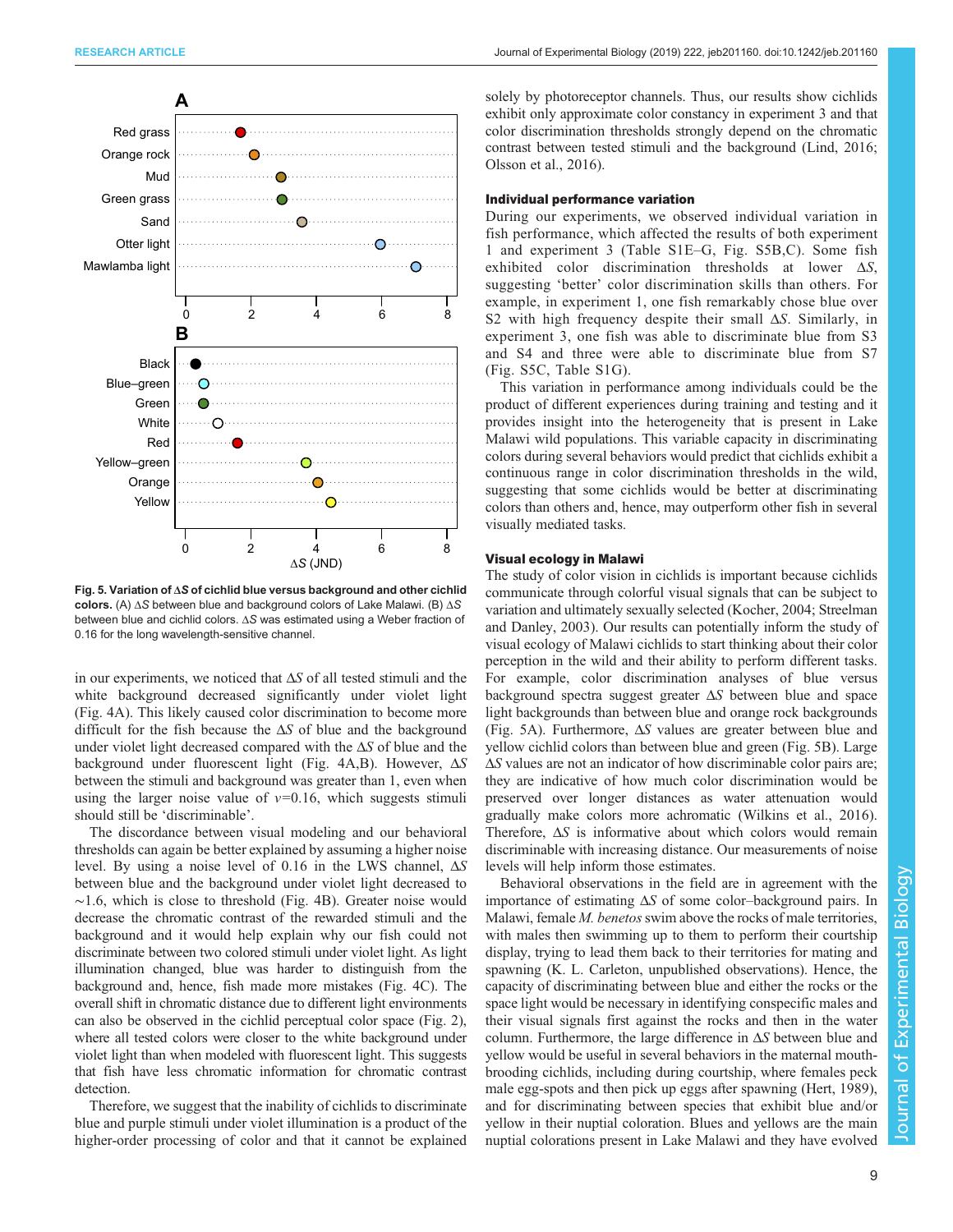A

Red grass
Orange rock
Mud
Green grass
Sand
Otter light
Mawlamba light

0 2 4 6 8

B

Black
Blue–green
Green
White
Red
Yellow–green
Orange
Yellow

0 2 4 6 8

ΔS (JND)

**Fig. 5. Variation of Δ*S* of cichlid blue versus background and other cichlid colors.** (A) Δ*S* between blue and background colors of Lake Malawi. (B) Δ*S* between blue and cichlid colors. Δ*S* was estimated using a Weber fraction of 0.16 for the long wavelength-sensitive channel.

in our experiments, we noticed that Δ*S* of all tested stimuli and the white background decreased significantly under violet light (Fig. 4A). This likely caused color discrimination to become more difficult for the fish because the Δ*S* of blue and the background under violet light decreased compared with the Δ*S* of blue and the background under fluorescent light (Fig. 4A,B). However, Δ*S* between the stimuli and background was greater than 1, even when using the larger noise value of $v$=0.16, which suggests stimuli should still be 'discriminable'.

The discordance between visual modeling and our behavioral thresholds can again be better explained by assuming a higher noise level. By using a noise level of 0.16 in the LWS channel, Δ*S* between blue and the background under violet light decreased to ∼1.6, which is close to threshold (Fig. 4B). Greater noise would decrease the chromatic contrast of the rewarded stimuli and the background and it would help explain why our fish could not discriminate between two colored stimuli under violet light. As light illumination changed, blue was harder to distinguish from the background and, hence, fish made more mistakes (Fig. 4C). The overall shift in chromatic distance due to different light environments can also be observed in the cichlid perceptual color space (Fig. 2), where all tested colors were closer to the white background under violet light than when modeled with fluorescent light. This suggests that fish have less chromatic information for chromatic contrast detection.

Therefore, we suggest that the inability of cichlids to discriminate blue and purple stimuli under violet illumination is a product of the higher-order processing of color and that it cannot be explained solely by photoreceptor channels. Thus, our results show cichlids exhibit only approximate color constancy in experiment 3 and that color discrimination thresholds strongly depend on the chromatic contrast between tested stimuli and the background (Lind, 2016; Olsson et al., 2016).

### Individual performance variation

During our experiments, we observed individual variation in fish performance, which affected the results of both experiment 1 and experiment 3 (Table S1E–G, Fig. S5B,C). Some fish exhibited color discrimination thresholds at lower Δ*S*, suggesting 'better' color discrimination skills than others. For example, in experiment 1, one fish remarkably chose blue over S2 with high frequency despite their small Δ*S*. Similarly, in experiment 3, one fish was able to discriminate blue from S3 and S4 and three were able to discriminate blue from S7 (Fig. S5C, Table S1G).

This variation in performance among individuals could be the product of different experiences during training and testing and it provides insight into the heterogeneity that is present in Lake Malawi wild populations. This variable capacity in discriminating colors during several behaviors would predict that cichlids exhibit a continuous range in color discrimination thresholds in the wild, suggesting that some cichlids would be better at discriminating colors than others and, hence, may outperform other fish in several visually mediated tasks.

### Visual ecology in Malawi

The study of color vision in cichlids is important because cichlids communicate through colorful visual signals that can be subject to variation and ultimately sexually selected (Kocher, 2004; Streelman and Danley, 2003). Our research can potentially inform the study of visual ecology of Malawi cichlids to start thinking about their color perception in the wild and their ability to perform different tasks. For example, color discrimination analyses of blue versus background spectra suggest greater Δ*S* between blue and space light backgrounds than between blue and orange rock backgrounds (Fig. 5A). Furthermore, Δ*S* values are greater between blue and yellow cichlid colors than between blue and green (Fig. 5B). Large Δ*S* values are not an indicator of how discriminable color pairs are; they are indicative of how much color discrimination would be preserved over longer distances as water attenuation would gradually make colors more achromatic (Wilkins et al., 2016). Therefore, Δ*S* is informative about which colors would remain discriminable with increasing distance. Our measurements of noise levels will help inform those estimates.

Behavioral observations in the field are in agreement with the importance of estimating Δ*S* of some color–background pairs. In Malawi, female *M. benetos* swim above the rocks of male territories, with males then swimming up to them to perform their courtship display, trying to lead them back to their territories for mating and spawning (K. L. Carleton, unpublished observations). Hence, the capacity of discriminating between blue and either the rocks or the space light would be necessary in identifying conspecific males and their visual signals first against the rocks and then in the water column. Furthermore, the large difference in Δ*S* between blue and yellow would be useful in several behaviors in the maternal mouth-brooding cichlids, including during courtship, where females peck male egg-spots and then pick up eggs after spawning (Hert, 1989), and for discriminating between species that exhibit blue and/or yellow in their nuptial coloration. Blues and yellows are the main nuptial colorations present in Lake Malawi and they have evolved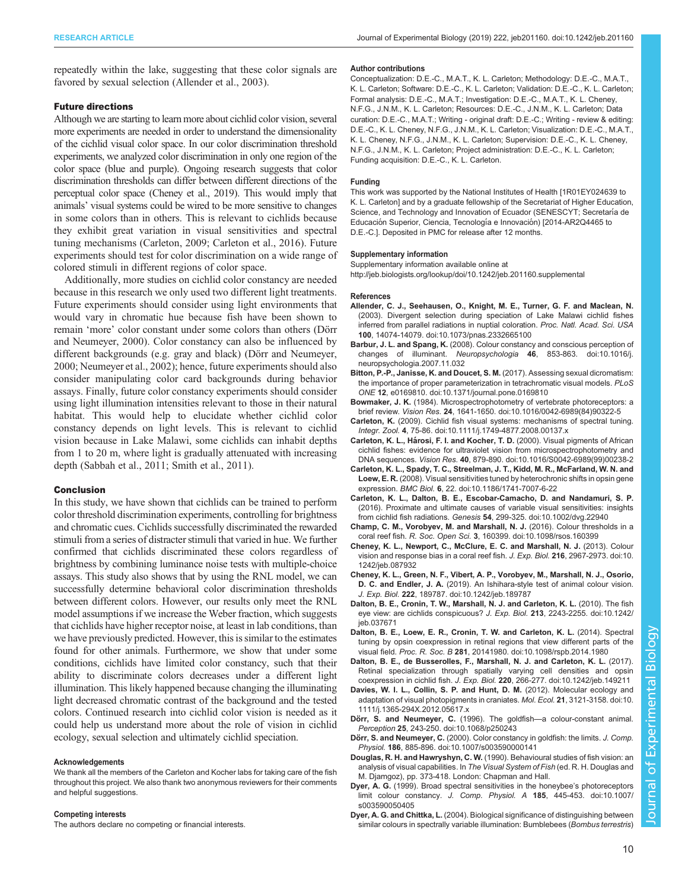repeatedly within the lake, suggesting that these color signals are favored by sexual selection (Allender et al., 2003).

### Future directions

Although we are starting to learn more about cichlid color vision, several more experiments are needed in order to understand the dimensionality of the cichlid visual color space. In our color discrimination threshold experiments, we analyzed color discrimination in only one region of the color space (blue and purple). Ongoing research suggests that color discrimination thresholds can differ between different directions of the perceptual color space (Cheney et al., 2019). This would imply that animals' visual systems could be wired to be more sensitive to changes in some colors than in others. This is relevant to cichlids because they exhibit great variation in visual sensitivities and spectral tuning mechanisms (Carleton, 2009; Carleton et al., 2016). Future experiments should test for color discrimination on a wide range of colored stimuli in different regions of color space.

Additionally, more studies on cichlid color constancy are needed because in this research we only used two different light treatments. Future experiments should consider using light environments that would vary in chromatic hue because fish have been shown to remain 'more' color constant under some colors than others (Dörr and Neumeyer, 2000). Color constancy can also be influenced by different backgrounds (e.g. gray and black) (Dörr and Neumeyer, 2000; Neumeyer et al., 2002); hence, future experiments should also consider manipulating color card backgrounds during behavior assays. Finally, future color constancy experiments should consider using light illumination intensities relevant to those in their natural habitat. This would help to elucidate whether cichlid color constancy depends on light levels. This is relevant to cichlid vision because in Lake Malawi, some cichlids can inhabit depths from 1 to 20 m, where light is gradually attenuated with increasing depth (Sabbah et al., 2011; Smith et al., 2011).

## Conclusion

In this study, we have shown that cichlids can be trained to perform color threshold discrimination experiments, controlling for brightness and chromatic cues. Cichlids successfully discriminated the rewarded stimuli from a series of distracter stimuli that varied in hue. We further confirmed that cichlids discriminated these colors regardless of brightness by combining luminance noise tests with multiple-choice assays. This study also shows that by using the RNL model, we can successfully determine behavioral color discrimination thresholds between different colors. However, our results only meet the RNL model assumptions if we increase the Weber fraction, which suggests that cichlids have higher receptor noise, at least in lab conditions, than we have previously predicted. However, this is similar to the estimates found for other animals. Furthermore, we show that under some conditions, cichlids have limited color constancy, such that their ability to discriminate colors decreases under a different light illumination. This likely happened because changing the illuminating light decreased chromatic contrast of the background and the tested colors. Continued research into cichlid color vision is needed as it could help us understand more about the role of vision in cichlid ecology, sexual selection and ultimately cichlid speciation.

#### Acknowledgements

We thank all the members of the Carleton and Kocher labs for taking care of the fish throughout this project. We also thank two anonymous reviewers for their comments and helpful suggestions.

#### Competing interests

The authors declare no competing or financial interests.

#### Author contributions

Conceptualization: D.E.-C., M.A.T., K. L. Carleton; Methodology: D.E.-C., M.A.T., K. L. Carleton; Software: D.E.-C., K. L. Carleton; Validation: D.E.-C., K. L. Carleton; Formal analysis: D.E.-C., M.A.T.; Investigation: D.E.-C., M.A.T., K. L. Cheney, N.F.G., J.N.M., K. L. Carleton; Resources: D.E.-C., J.N.M., K. L. Carleton; Data curation: D.E.-C., M.A.T.; Writing - original draft: D.E.-C.; Writing - review & editing: D.E.-C., K. L. Cheney, N.F.G., J.N.M., K. L. Carleton; Visualization: D.E.-C., M.A.T., K. L. Cheney, N.F.G., J.N.M., K. L. Carleton; Supervision: D.E.-C., K. L. Cheney, N.F.G., J.N.M., K. L. Carleton; Project administration: D.E.-C., K. L. Carleton; Funding acquisition: D.E.-C., K. L. Carleton.

#### Funding

This work was supported by the National Institutes of Health [1R01EY024639 to K. L. Carleton] and by a graduate fellowship of the Secretariat of Higher Education, Science, and Technology and Innovation of Ecuador (SENESCYT; Secretaría de Educación Superior, Ciencia, Tecnología e Innovación) [2014-AR2Q4465 to D.E.-C.]. Deposited in PMC for release after 12 months.

#### Supplementary information

Supplementary information available online at http://jeb.biologists.org/lookup/doi/10.1242/jeb.201160.supplemental

#### References

**Allender, C. J., Seehausen, O., Knight, M. E., Turner, G. F. and Maclean, N.** (2003). Divergent selection during speciation of Lake Malawi cichlid fishes inferred from parallel radiations in nuptial coloration. *Proc. Natl. Acad. Sci. USA* **100**, 14074-14079. doi:10.1073/pnas.2332665100

**Barbur, J. L. and Spang, K.** (2008). Colour constancy and conscious perception of changes of illuminant. *Neuropsychologia* **46**, 853-863. doi:10.1016/j.neuropsychologia.2007.11.032

**Bitton, P.-P., Janisse, K. and Doucet, S. M.** (2017). Assessing sexual dicromatism: the importance of proper parameterization in tetrachromatic visual models. *PLoS ONE* **12**, e0169810. doi:10.1371/journal.pone.0169810

**Bowmaker, J. K.** (1984). Microspectrophotometry of vertebrate photoreceptors: a brief review. *Vision Res.* **24**, 1641-1650. doi:10.1016/0042-6989(84)90322-5

**Carleton, K.** (2009). Cichlid fish visual systems: mechanisms of spectral tuning. *Integr. Zool.* **4**, 75-86. doi:10.1111/j.1749-4877.2008.00137.x

**Carleton, K. L., Hárosi, F. I. and Kocher, T. D.** (2000). Visual pigments of African cichlid fishes: evidence for ultraviolet vision from microspectrophotometry and DNA sequences. *Vision Res.* **40**, 879-890. doi:10.1016/S0042-6989(99)00238-2

**Carleton, K. L., Spady, T. C., Streelman, J. T., Kidd, M. R., McFarland, W. N. and Loew, E. R.** (2008). Visual sensitivities tuned by heterochronic shifts in opsin gene expression. *BMC Biol.* **6**, 22. doi:10.1186/1741-7007-6-22

**Carleton, K. L., Dalton, B. E., Escobar-Camacho, D. and Nandamuri, S. P.** (2016). Proximate and ultimate causes of variable visual sensitivities: insights from cichlid fish radiations. *Genesis* **54**, 299-325. doi:10.1002/dvg.22940

**Champ, C. M., Vorobyev, M. and Marshall, N. J.** (2016). Colour thresholds in a coral reef fish. *R. Soc. Open Sci.* **3**, 160399. doi:10.1098/rsos.160399

**Cheney, K. L., Newport, C., McClure, E. C. and Marshall, N. J.** (2013). Colour vision and response bias in a coral reef fish. *J. Exp. Biol.* **216**, 2967-2973. doi:10.1242/jeb.087932

**Cheney, K. L., Green, N. F., Vibert, A. P., Vorobyev, M., Marshall, N. J., Osorio, D. C. and Endler, J. A.** (2019). An Ishihara-style test of animal colour vision. *J. Exp. Biol.* **222**, 189787. doi:10.1242/jeb.189787

**Dalton, B. E., Cronin, T. W., Marshall, N. J. and Carleton, K. L.** (2010). The fish eye view: are cichlids conspicuous? *J. Exp. Biol.* **213**, 2243-2255. doi:10.1242/jeb.037671

**Dalton, B. E., Loew, E. R., Cronin, T. W. and Carleton, K. L.** (2014). Spectral tuning by opsin coexpression in retinal regions that view different parts of the visual field. *Proc. R. Soc. B* **281**, 20141980. doi:10.1098/rspb.2014.1980

**Dalton, B. E., de Busserolles, F., Marshall, N. J. and Carleton, K. L.** (2017). Retinal specialization through spatially varying cell densities and opsin coexpression in cichlid fish. *J. Exp. Biol.* **220**, 266-277. doi:10.1242/jeb.149211

**Davies, W. I. L., Collin, S. P. and Hunt, D. M.** (2012). Molecular ecology and adaptation of visual photopigments in craniates. *Mol. Ecol.* **21**, 3121-3158. doi:10.1111/j.1365-294X.2012.05617.x

**Dörr, S. and Neumeyer, C.** (1996). The goldfish—a colour-constant animal. *Perception* **25**, 243-250. doi:10.1068/p250243

**Dörr, S. and Neumeyer, C.** (2000). Color constancy in goldfish: the limits. *J. Comp. Physiol.* **186**, 885-896. doi:10.1007/s003590000141

**Douglas, R. H. and Hawryshyn, C. W.** (1990). Behavioural studies of fish vision: an analysis of visual capabilities. In *The Visual System of Fish* (ed. R. H. Douglas and M. Djamgoz), pp. 373-418. London: Chapman and Hall.

**Dyer, A. G.** (1999). Broad spectral sensitivities in the honeybee's photoreceptors limit colour constancy. *J. Comp. Physiol. A* **185**, 445-453. doi:10.1007/s003590050405

**Dyer, A. G. and Chittka, L.** (2004). Biological significance of distinguishing between similar colours in spectrally variable illumination: Bumblebees (*Bombus terrestris*)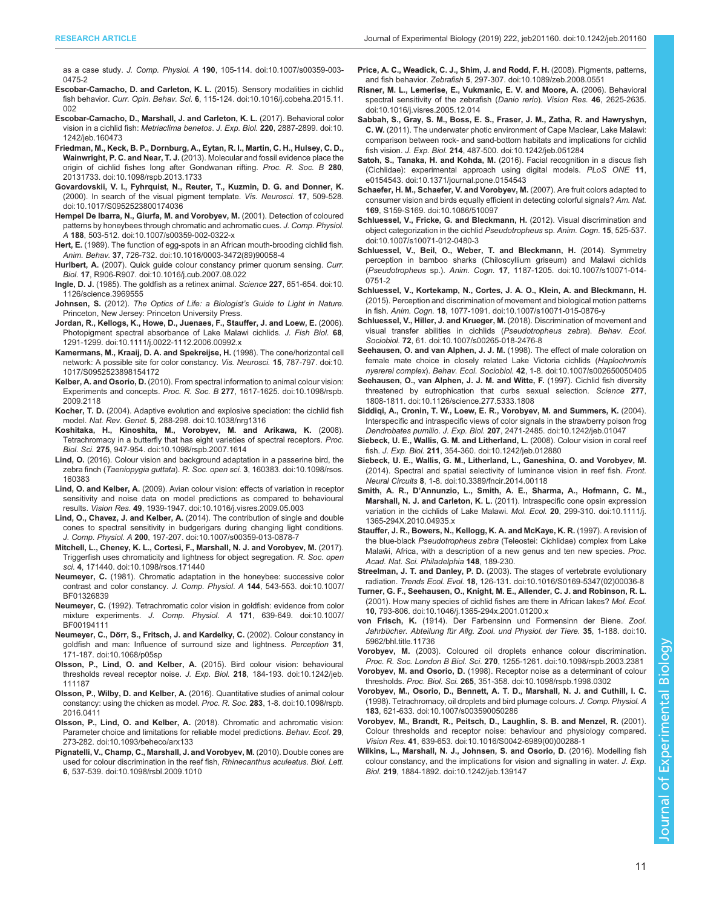as a case study. *J. Comp. Physiol. A* **190**, 105-114. doi:10.1007/s00359-003-0475-2

**Escobar-Camacho, D. and Carleton, K. L.** (2015). Sensory modalities in cichlid fish behavior. *Curr. Opin. Behav. Sci.* **6**, 115-124. doi:10.1016/j.cobeha.2015.11.002

**Escobar-Camacho, D., Marshall, J. and Carleton, K. L.** (2017). Behavioral color vision in a cichlid fish: *Metriaclima benetos*. *J. Exp. Biol.* **220**, 2887-2899. doi:10.1242/jeb.160473

**Friedman, M., Keck, B. P., Dornburg, A., Eytan, R. I., Martin, C. H., Hulsey, C. D., Wainwright, P. C. and Near, T. J.** (2013). Molecular and fossil evidence place the origin of cichlid fishes long after Gondwanan rifting. *Proc. R. Soc. B* **280**, 20131733. doi:10.1098/rspb.2013.1733

**Govardovskii, V. I., Fyhrquist, N., Reuter, T., Kuzmin, D. G. and Donner, K.** (2000). In search of the visual pigment template. *Vis. Neurosci.* **17**, 509-528. doi:10.1017/S0952523800174036

**Hempel De Ibarra, N., Giurfa, M. and Vorobyev, M.** (2001). Detection of coloured patterns by honeybees through chromatic and achromatic cues. *J. Comp. Physiol. A* **188**, 503-512. doi:10.1007/s00359-002-0322-x

**Hert, E.** (1989). The function of egg-spots in an African mouth-brooding cichlid fish. *Anim. Behav.* **37**, 726-732. doi:10.1016/0003-3472(89)90058-4

**Hurlbert, A.** (2007). Quick guide colour constancy primer quorum sensing. *Curr. Biol.* **17**, R906-R907. doi:10.1016/j.cub.2007.08.022

**Ingle, D. J.** (1985). The goldfish as a retinex animal. *Science* **227**, 651-654. doi:10.1126/science.3969555

**Johnsen, S.** (2012). *The Optics of Life: a Biologist's Guide to Light in Nature*. Princeton, New Jersey: Princeton University Press.

**Jordan, R., Kellogs, K., Howe, D., Juenes, F., Stauffer, J. and Loew, E.** (2006). Photopigment spectral absorbance of Lake Malawi cichlids. *J. Fish Biol.* **68**, 1291-1299. doi:10.1111/j.0022-1112.2006.00992.x

**Kamermans, M., Kraaij, D. A. and Spekreijse, H.** (1998). The cone/horizontal cell network: A possible site for color constancy. *Vis. Neurosci.* **15**, 787-797. doi:10.1017/S0952523898154172

**Kelber, A. and Osorio, D.** (2010). From spectral information to animal colour vision: Experiments and concepts. *Proc. R. Soc. B* **277**, 1617-1625. doi:10.1098/rspb.2009.2118

**Kocher, T. D.** (2004). Adaptive evolution and explosive speciation: the cichlid fish model. *Nat. Rev. Genet.* **5**, 288-298. doi:10.1038/nrg1316

**Koshitaka, H., Kinoshita, M., Vorobyev, M. and Arikawa, K.** (2008). Tetrachromacy in a butterfly that has eight varieties of spectral receptors. *Proc. Biol. Sci.* **275**, 947-954. doi:10.1098/rspb.2007.1614

**Lind, O.** (2016). Colour vision and background adaptation in a passerine bird, the zebra finch (*Taeniopygia guttata*). *R. Soc. open sci.* **3**, 160383. doi:10.1098/rsos.160383

**Lind, O. and Kelber, A.** (2009). Avian colour vision: effects of variation in receptor sensitivity and noise data on model predictions as compared to behavioural results. *Vision Res.* **49**, 1939-1947. doi:10.1016/j.visres.2009.05.003

**Lind, O., Chavez, J. and Kelber, A.** (2014). The contribution of single and double cones to spectral sensitivity in budgerigars during changing light conditions. *J. Comp. Physiol. A* **200**, 197-207. doi:10.1007/s00359-013-0878-7

**Mitchell, L., Cheney, K. L., Cortesi, F., Marshall, N. J. and Vorobyev, M.** (2017). Triggerfish uses chromaticity and lightness for object segregation. *R. Soc. open sci.* **4**, 171440. doi:10.1098/rsos.171440

**Neumeyer, C.** (1981). Chromatic adaptation in the honeybee: successive color contrast and color constancy. *J. Comp. Physiol. A* **144**, 543-553. doi:10.1007/BF01326839

**Neumeyer, C.** (1992). Tetrachromatic color vision in goldfish: evidence from color mixture experiments. *J. Comp. Physiol. A* **171**, 639-649. doi:10.1007/BF00194111

**Neumeyer, C., Dörr, S., Fritsch, J. and Kardelky, C.** (2002). Colour constancy in goldfish and man: Influence of surround size and lightness. *Perception* **31**, 171-187. doi:10.1068/p05sp

**Olsson, P., Lind, O. and Kelber, A.** (2015). Bird colour vision: behavioural thresholds reveal receptor noise. *J. Exp. Biol.* **218**, 184-193. doi:10.1242/jeb.111187

**Olsson, P., Wilby, D. and Kelber, A.** (2016). Quantitative studies of animal colour constancy: using the chicken as model. *Proc. R. Soc.* **283**, 1-8. doi:10.1098/rspb.2016.0411

**Olsson, P., Lind, O. and Kelber, A.** (2018). Chromatic and achromatic vision: Parameter choice and limitations for reliable model predictions. *Behav. Ecol.* **29**, 273-282. doi:10.1093/beheco/arx133

**Pignatelli, V., Champ, C., Marshall, J. and Vorobyev, M.** (2010). Double cones are used for colour discrimination in the reef fish, *Rhinecanthus aculeatus*. *Biol. Lett.* **6**, 537-539. doi:10.1098/rsbl.2009.1010

**Price, A. C., Weadick, C. J., Shim, J. and Rodd, F. H.** (2008). Pigments, patterns, and fish behavior. *Zebrafish* **5**, 297-307. doi:10.1089/zeb.2008.0551

**Risner, M. L., Lemerise, E., Vukmanic, E. V. and Moore, A.** (2006). Behavioral spectral sensitivity of the zebrafish (*Danio rerio*). *Vision Res.* **46**, 2625-2635. doi:10.1016/j.visres.2005.12.014

**Sabbah, S., Gray, S. M., Boss, E. S., Fraser, J. M., Zatha, R. and Hawryshyn, C. W.** (2011). The underwater photic environment of Cape Maclear, Lake Malawi: comparison between rock- and sand-bottom habitats and implications for cichlid fish vision. *J. Exp. Biol.* **214**, 487-500. doi:10.1242/jeb.051284

**Satoh, S., Tanaka, H. and Kohda, M.** (2016). Facial recognition in a discus fish (Cichlidae): experimental approach using digital models. *PLoS ONE* **11**, e0154543. doi:10.1371/journal.pone.0154543

**Schaefer, H. M., Schaefer, V. and Vorobyev, M.** (2007). Are fruit colors adapted to consumer vision and birds equally efficient in detecting colorful signals? *Am. Nat.* **169**, S159-S169. doi:10.1086/510097

**Schluessel, V., Fricke, G. and Bleckmann, H.** (2012). Visual discrimination and object categorization in the cichlid *Pseudotropheus* sp. *Anim. Cogn.* **15**, 525-537. doi:10.1007/s10071-012-0480-3

**Schluessel, V., Beil, O., Weber, T. and Bleckmann, H.** (2014). Symmetry perception in bamboo sharks (Chiloscyllium griseum) and Malawi cichlids (*Pseudotropheus* sp.). *Anim. Cogn.* **17**, 1187-1205. doi:10.1007/s10071-014-0751-2

**Schluessel, V., Kortekamp, N., Cortes, J. A. O., Klein, A. and Bleckmann, H.** (2015). Perception and discrimination of movement and biological motion patterns in fish. *Anim. Cogn.* **18**, 1077-1091. doi:10.1007/s10071-015-0876-y

**Schluessel, V., Hiller, J. and Krueger, M.** (2018). Discrimination of movement and visual transfer abilities in cichlids (*Pseudotropheus zebra*). *Behav. Ecol. Sociobiol.* **72**, 61. doi:10.1007/s00265-018-2476-8

**Seehausen, O. and van Alphen, J. J. M.** (1998). The effect of male coloration on female mate choice in closely related Lake Victoria cichlids (*Haplochromis nyererei complex*). *Behav. Ecol. Sociobiol.* **42**, 1-8. doi:10.1007/s002650050405

**Seehausen, O., van Alphen, J. J. M. and Witte, F.** (1997). Cichlid fish diversity threatened by eutrophication that curbs sexual selection. *Science* **277**, 1808-1811. doi:10.1126/science.277.5333.1808

**Siddiqi, A., Cronin, T. W., Loew, E. R., Vorobyev, M. and Summers, K.** (2004). Interspecific and intraspecific views of color signals in the strawberry poison frog *Dendrobates pumilio*. *J. Exp. Biol.* **207**, 2471-2485. doi:10.1242/jeb.01047

**Siebeck, U. E., Wallis, G. M. and Litherland, L.** (2008). Colour vision in coral reef fish. *J. Exp. Biol.* **211**, 354-360. doi:10.1242/jeb.012880

**Siebeck, U. E., Wallis, G. M., Litherland, L., Ganeshina, O. and Vorobyev, M.** (2014). Spectral and spatial selectivity of luminance vision in reef fish. *Front. Neural Circuits* **8**, 1-8. doi:10.3389/fncir.2014.00118

**Smith, A. R., D'Annunzio, L., Smith, A. E., Sharma, A., Hofmann, C. M., Marshall, N. J. and Carleton, K. L.** (2011). Intraspecific cone opsin expression variation in the cichlids of Lake Malawi. *Mol. Ecol.* **20**, 299-310. doi:10.1111/j.1365-294X.2010.04935.x

**Stauffer, J. R., Bowers, N., Kellogg, K. A. and McKaye, K. R.** (1997). A revision of the blue-black *Pseudotropheus zebra* (Teleostei: Cichlidae) complex from Lake Malaŵi, Africa, with a description of a new genus and ten new species. *Proc. Acad. Nat. Sci. Philadelphia* **148**, 189-230.

**Streelman, J. T. and Danley, P. D.** (2003). The stages of vertebrate evolutionary radiation. *Trends Ecol. Evol.* **18**, 126-131. doi:10.1016/S0169-5347(02)00036-8

**Turner, G. F., Seehausen, O., Knight, M. E., Allender, C. J. and Robinson, R. L.** (2001). How many species of cichlid fishes are there in African lakes? *Mol. Ecol.* **10**, 793-806. doi:10.1046/j.1365-294x.2001.01200.x

**von Frisch, K.** (1914). Der Farbensinn und Formensinn der Biene. *Zool. Jahrbücher. Abteilung für Allg. Zool. und Physiol. der Tiere.* **35**, 1-188. doi:10.5962/bhl.title.11736

**Vorobyev, M.** (2003). Coloured oil droplets enhance colour discrimination. *Proc. R. Soc. London B Biol. Sci.* **270**, 1255-1261. doi:10.1098/rspb.2003.2381

**Vorobyev, M. and Osorio, D.** (1998). Receptor noise as a determinant of colour thresholds. *Proc. Biol. Sci.* **265**, 351-358. doi:10.1098/rspb.1998.0302

**Vorobyev, M., Osorio, D., Bennett, A. T. D., Marshall, N. J. and Cuthill, I. C.** (1998). Tetrachromacy, oil droplets and bird plumage colours. *J. Comp. Physiol. A* **183**, 621-633. doi:10.1007/s003590050286

**Vorobyev, M., Brandt, R., Peitsch, D., Laughlin, S. B. and Menzel, R.** (2001). Colour thresholds and receptor noise: behaviour and physiology compared. *Vision Res.* **41**, 639-653. doi:10.1016/S0042-6989(00)00288-1

**Wilkins, L., Marshall, N. J., Johnsen, S. and Osorio, D.** (2016). Modelling fish colour constancy, and the implications for vision and signalling in water. *J. Exp. Biol.* **219**, 1884-1892. doi:10.1242/jeb.139147